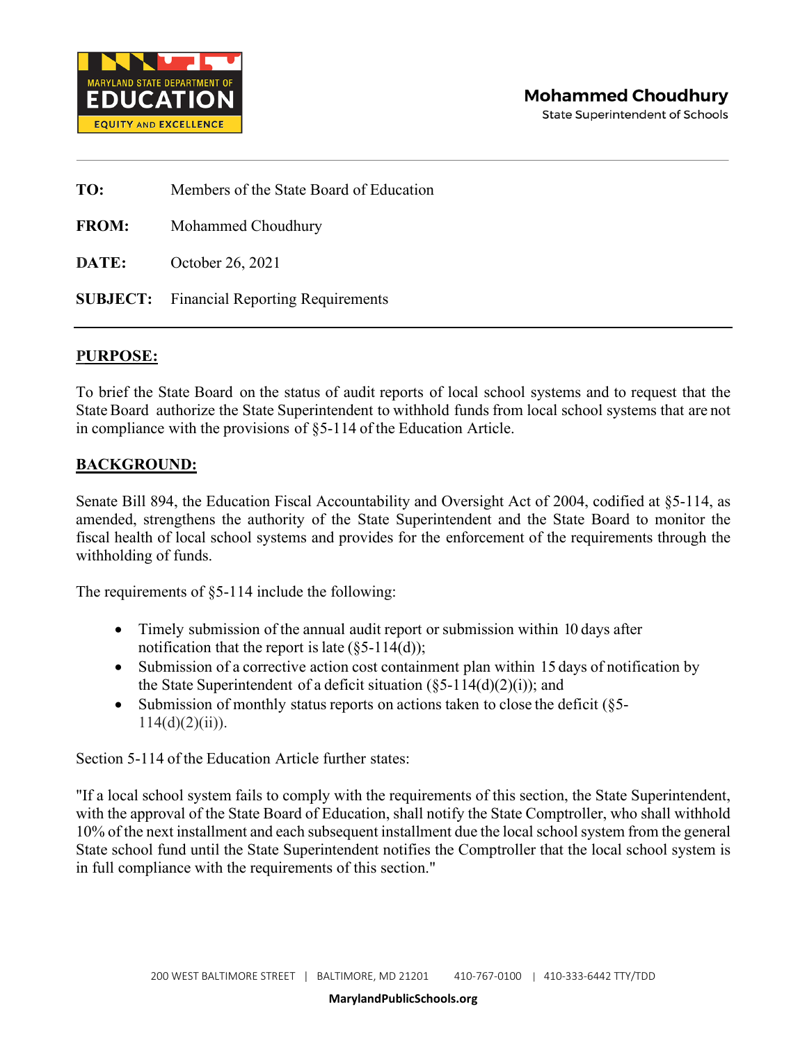MARYLAND STATE DEPARTMENT OF EDUCATION

EQUITY AND EXCELLENCE

**Mohammed Choudhury**
State Superintendent of Schools

---

**TO:** Members of the State Board of Education

**FROM:** Mohammed Choudhury

**DATE:** October 26, 2021

**SUBJECT:** Financial Reporting Requirements

---

## PURPOSE:

To brief the State Board on the status of audit reports of local school systems and to request that the State Board authorize the State Superintendent to withhold funds from local school systems that are not in compliance with the provisions of §5-114 of the Education Article.

## BACKGROUND:

Senate Bill 894, the Education Fiscal Accountability and Oversight Act of 2004, codified at §5-114, as amended, strengthens the authority of the State Superintendent and the State Board to monitor the fiscal health of local school systems and provides for the enforcement of the requirements through the withholding of funds.

The requirements of §5-114 include the following:

- Timely submission of the annual audit report or submission within 10 days after notification that the report is late (§5-114(d));
- Submission of a corrective action cost containment plan within 15 days of notification by the State Superintendent of a deficit situation (§5-114(d)(2)(i)); and
- Submission of monthly status reports on actions taken to close the deficit (§5-114(d)(2)(ii)).

Section 5-114 of the Education Article further states:

"If a local school system fails to comply with the requirements of this section, the State Superintendent, with the approval of the State Board of Education, shall notify the State Comptroller, who shall withhold 10% of the next installment and each subsequent installment due the local school system from the general State school fund until the State Superintendent notifies the Comptroller that the local school system is in full compliance with the requirements of this section."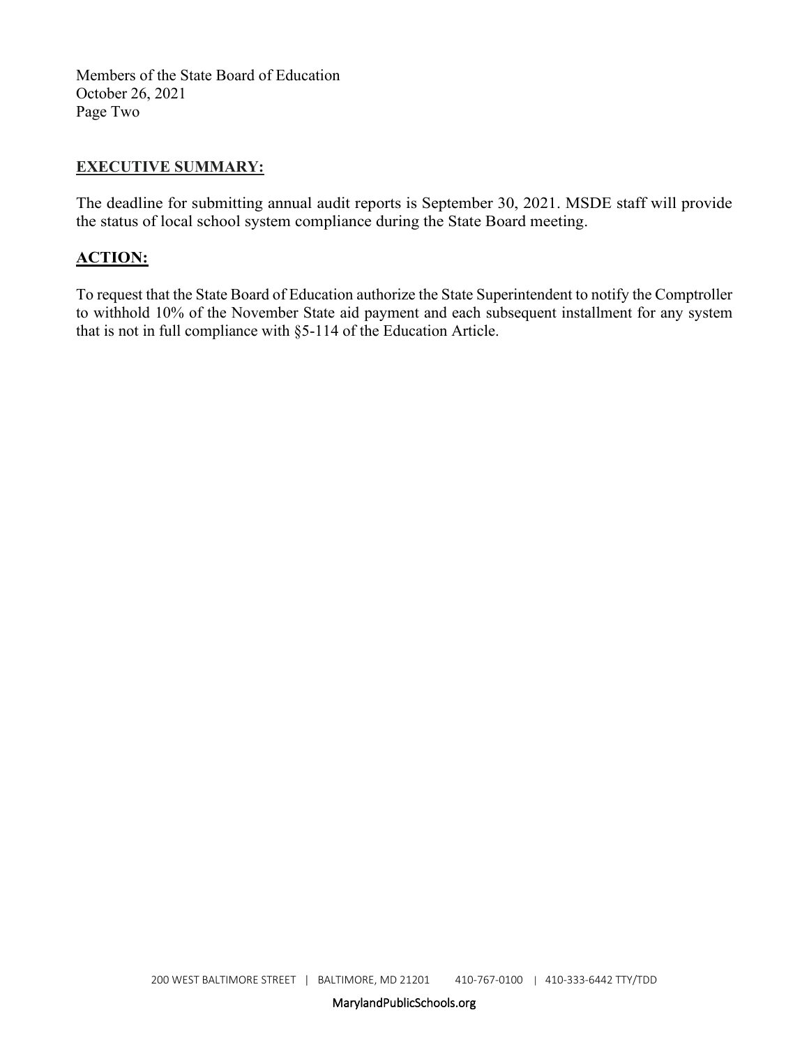Members of the State Board of Education
October 26, 2021
Page Two

## EXECUTIVE SUMMARY:

The deadline for submitting annual audit reports is September 30, 2021. MSDE staff will provide the status of local school system compliance during the State Board meeting.

## ACTION:

To request that the State Board of Education authorize the State Superintendent to notify the Comptroller to withhold 10% of the November State aid payment and each subsequent installment for any system that is not in full compliance with §5-114 of the Education Article.